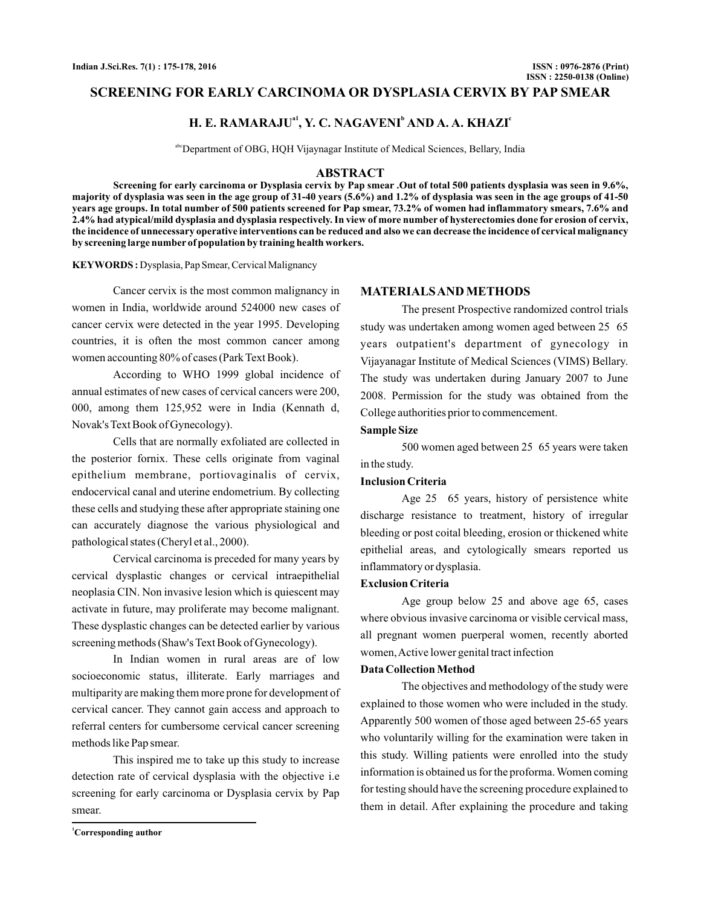# SCREENING FOR EARLY CARCINOMA OR DYSPLASIA CERVIX BY PAP SMEAR

## H. E. RAMARAJU[a1], Y. C. NAGAVENI[b] AND A. A. KHAZI[c]

[abc]Department of OBG, HQH Vijaynagar Institute of Medical Sciences, Bellary, India

## ABSTRACT

**Screening for early carcinoma or Dysplasia cervix by Pap smear .Out of total 500 patients dysplasia was seen in 9.6%, majority of dysplasia was seen in the age group of 31-40 years (5.6%) and 1.2% of dysplasia was seen in the age groups of 41-50 years age groups. In total number of 500 patients screened for Pap smear, 73.2% of women had inflammatory smears, 7.6% and 2.4% had atypical/mild dysplasia and dysplasia respectively. In view of more number of hysterectomies done for erosion of cervix, the incidence of unnecessary operative interventions can be reduced and also we can decrease the incidence of cervical malignancy by screening large number of population by training health workers.**

**KEYWORDS :** Dysplasia, Pap Smear, Cervical Malignancy

Cancer cervix is the most common malignancy in women in India, worldwide around 524000 new cases of cancer cervix were detected in the year 1995. Developing countries, it is often the most common cancer among women accounting 80% of cases (Park Text Book).

According to WHO 1999 global incidence of annual estimates of new cases of cervical cancers were 200, 000, among them 125,952 were in India (Kennath d, Novak's Text Book of Gynecology).

Cells that are normally exfoliated are collected in the posterior fornix. These cells originate from vaginal epithelium membrane, portiovaginalis of cervix, endocervical canal and uterine endometrium. By collecting these cells and studying these after appropriate staining one can accurately diagnose the various physiological and pathological states (Cheryl et al., 2000).

Cervical carcinoma is preceded for many years by cervical dysplastic changes or cervical intraepithelial neoplasia CIN. Non invasive lesion which is quiescent may activate in future, may proliferate may become malignant. These dysplastic changes can be detected earlier by various screening methods (Shaw's Text Book of Gynecology).

In Indian women in rural areas are of low socioeconomic status, illiterate. Early marriages and multiparity are making them more prone for development of cervical cancer. They cannot gain access and approach to referral centers for cumbersome cervical cancer screening methods like Pap smear.

This inspired me to take up this study to increase detection rate of cervical dysplasia with the objective i.e screening for early carcinoma or Dysplasia cervix by Pap smear.

[1]Corresponding author

## MATERIALS AND METHODS

The present Prospective randomized control trials study was undertaken among women aged between 25 65 years outpatient's department of gynecology in Vijayanagar Institute of Medical Sciences (VIMS) Bellary. The study was undertaken during January 2007 to June 2008. Permission for the study was obtained from the College authorities prior to commencement.

### Sample Size

500 women aged between 25 65 years were taken in the study.

### Inclusion Criteria

Age 25 65 years, history of persistence white discharge resistance to treatment, history of irregular bleeding or post coital bleeding, erosion or thickened white epithelial areas, and cytologically smears reported us inflammatory or dysplasia.

### Exclusion Criteria

Age group below 25 and above age 65, cases where obvious invasive carcinoma or visible cervical mass, all pregnant women puerperal women, recently aborted women, Active lower genital tract infection

### Data Collection Method

The objectives and methodology of the study were explained to those women who were included in the study. Apparently 500 women of those aged between 25-65 years who voluntarily willing for the examination were taken in this study. Willing patients were enrolled into the study information is obtained us for the proforma. Women coming for testing should have the screening procedure explained to them in detail. After explaining the procedure and taking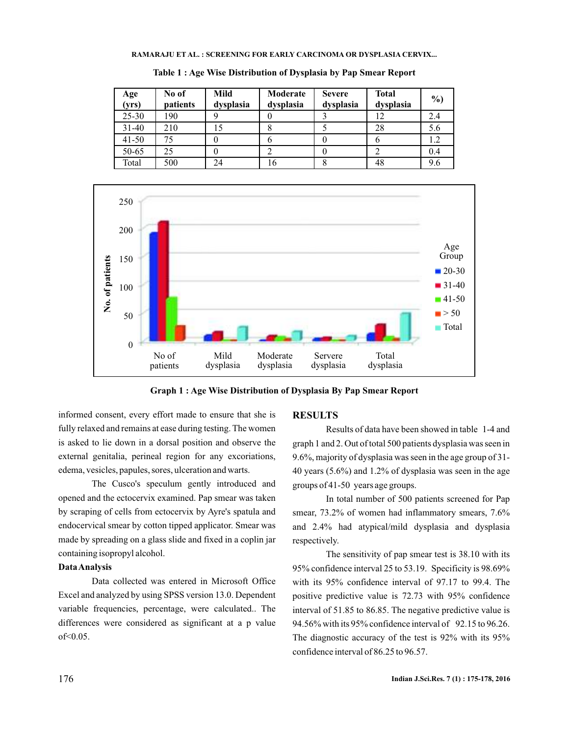Table 1 : Age Wise Distribution of Dysplasia by Pap Smear Report

| Age (yrs) | No of patients | Mild dysplasia | Moderate dysplasia | Severe dysplasia | Total dysplasia | %) |
|---|---|---|---|---|---|---|
| 25-30 | 190 | 9 | 0 | 3 | 12 | 2.4 |
| 31-40 | 210 | 15 | 8 | 5 | 28 | 5.6 |
| 41-50 | 75 | 0 | 6 | 0 | 6 | 1.2 |
| 50-65 | 25 | 0 | 2 | 0 | 2 | 0.4 |
| Total | 500 | 24 | 16 | 8 | 48 | 9.6 |

Graph 1 : Age Wise Distribution of Dysplasia By Pap Smear Report

informed consent, every effort made to ensure that she is fully relaxed and remains at ease during testing. The women is asked to lie down in a dorsal position and observe the external genitalia, perineal region for any excoriations, edema, vesicles, papules, sores, ulceration and warts.

The Cusco's speculum gently introduced and opened and the ectocervix examined. Pap smear was taken by scraping of cells from ectocervix by Ayre's spatula and endocervical smear by cotton tipped applicator. Smear was made by spreading on a glass slide and fixed in a coplin jar containing isopropyl alcohol.

**Data Analysis**

Data collected was entered in Microsoft Office Excel and analyzed by using SPSS version 13.0. Dependent variable frequencies, percentage, were calculated.. The differences were considered as significant at a p value of<0.05.

## RESULTS

Results of data have been showed in table 1-4 and graph 1 and 2. Out of total 500 patients dysplasia was seen in 9.6%, majority of dysplasia was seen in the age group of 31-40 years (5.6%) and 1.2% of dysplasia was seen in the age groups of 41-50 years age groups.

In total number of 500 patients screened for Pap smear, 73.2% of women had inflammatory smears, 7.6% and 2.4% had atypical/mild dysplasia and dysplasia respectively.

The sensitivity of pap smear test is 38.10 with its 95% confidence interval 25 to 53.19. Specificity is 98.69% with its 95% confidence interval of 97.17 to 99.4. The positive predictive value is 72.73 with 95% confidence interval of 51.85 to 86.85. The negative predictive value is 94.56% with its 95% confidence interval of 92.15 to 96.26. The diagnostic accuracy of the test is 92% with its 95% confidence interval of 86.25 to 96.57.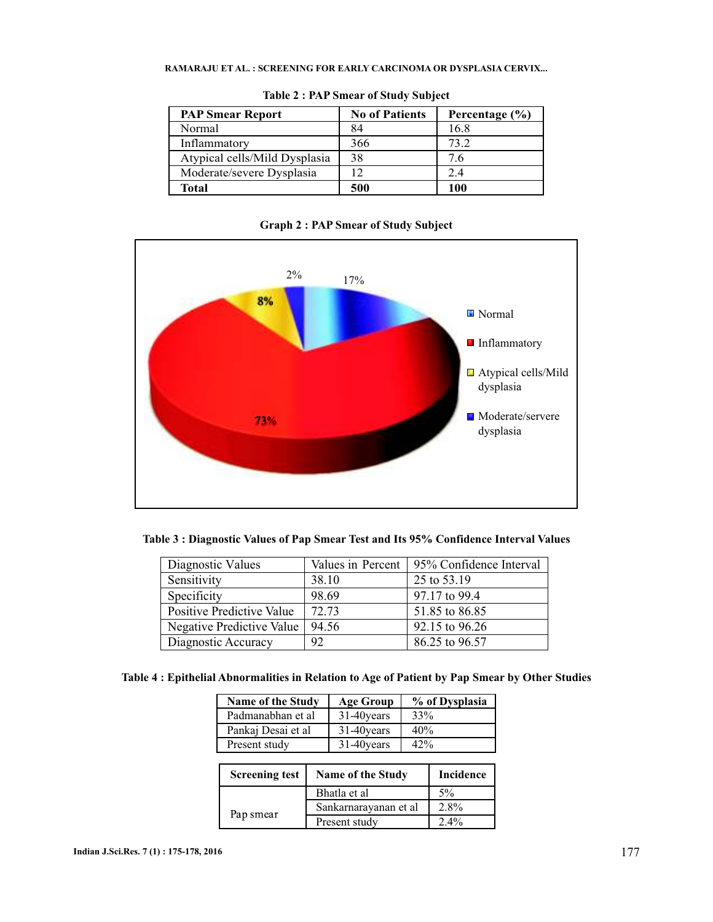**Table 2 : PAP Smear of Study Subject**

| PAP Smear Report | No of Patients | Percentage (%) |
|---|---|---|
| Normal | 84 | 16.8 |
| Inflammatory | 366 | 73.2 |
| Atypical cells/Mild Dysplasia | 38 | 7.6 |
| Moderate/severe Dysplasia | 12 | 2.4 |
| **Total** | **500** | **100** |

**Graph 2 : PAP Smear of Study Subject**

**Table 3 : Diagnostic Values of Pap Smear Test and Its 95% Confidence Interval Values**

| Diagnostic Values | Values in Percent | 95% Confidence Interval |
|---|---|---|
| Sensitivity | 38.10 | 25 to 53.19 |
| Specificity | 98.69 | 97.17 to 99.4 |
| Positive Predictive Value | 72.73 | 51.85 to 86.85 |
| Negative Predictive Value | 94.56 | 92.15 to 96.26 |
| Diagnostic Accuracy | 92 | 86.25 to 96.57 |

**Table 4 : Epithelial Abnormalities in Relation to Age of Patient by Pap Smear by Other Studies**

| Name of the Study | Age Group | % of Dysplasia |
|---|---|---|
| Padmanabhan et al | 31-40years | 33% |
| Pankaj Desai et al | 31-40years | 40% |
| Present study | 31-40years | 42% |

| Screening test | Name of the Study | Incidence |
|---|---|---|
| Pap smear | Bhatla et al | 5% |
| | Sankarnarayanan et al | 2.8% |
| | Present study | 2.4% |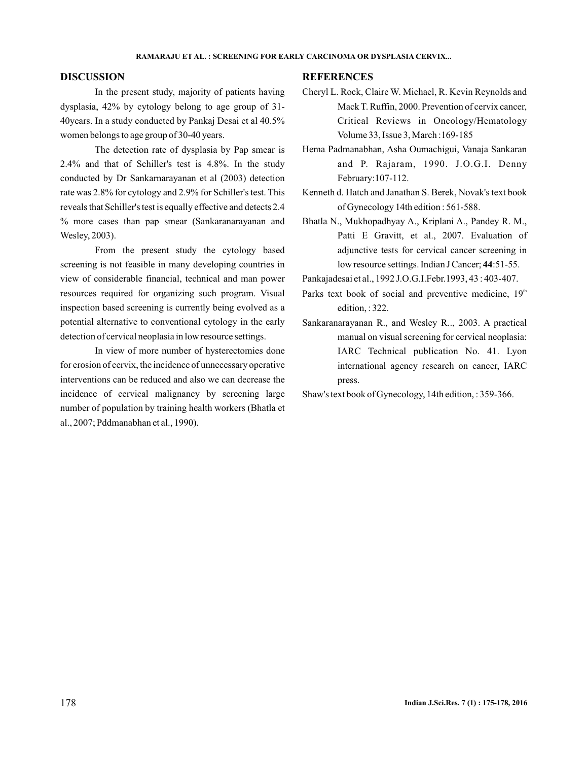## DISCUSSION

In the present study, majority of patients having dysplasia, 42% by cytology belong to age group of 31-40years. In a study conducted by Pankaj Desai et al 40.5% women belongs to age group of 30-40 years.

The detection rate of dysplasia by Pap smear is 2.4% and that of Schiller's test is 4.8%. In the study conducted by Dr Sankarnarayanan et al (2003) detection rate was 2.8% for cytology and 2.9% for Schiller's test. This reveals that Schiller's test is equally effective and detects 2.4 % more cases than pap smear (Sankaranarayanan and Wesley, 2003).

From the present study the cytology based screening is not feasible in many developing countries in view of considerable financial, technical and man power resources required for organizing such program. Visual inspection based screening is currently being evolved as a potential alternative to conventional cytology in the early detection of cervical neoplasia in low resource settings.

In view of more number of hysterectomies done for erosion of cervix, the incidence of unnecessary operative interventions can be reduced and also we can decrease the incidence of cervical malignancy by screening large number of population by training health workers (Bhatla et al., 2007; Pddmanabhan et al., 1990).

## REFERENCES

Cheryl L. Rock, Claire W. Michael, R. Kevin Reynolds and Mack T. Ruffin, 2000. Prevention of cervix cancer, Critical Reviews in Oncology/Hematology Volume 33, Issue 3, March :169-185

Hema Padmanabhan, Asha Oumachigui, Vanaja Sankaran and P. Rajaram, 1990. J.O.G.I. Denny February:107-112.

Kenneth d. Hatch and Janathan S. Berek, Novak's text book of Gynecology 14th edition : 561-588.

Bhatla N., Mukhopadhyay A., Kriplani A., Pandey R. M., Patti E Gravitt, et al., 2007. Evaluation of adjunctive tests for cervical cancer screening in low resource settings. Indian J Cancer; **44**:51-55.

Pankajadesai et al., 1992 J.O.G.I.Febr.1993, 43 : 403-407.

Parks text book of social and preventive medicine, 19th edition, : 322.

Sankaranarayanan R., and Wesley R.., 2003. A practical manual on visual screening for cervical neoplasia: IARC Technical publication No. 41. Lyon international agency research on cancer, IARC press.

Shaw's text book of Gynecology, 14th edition, : 359-366.